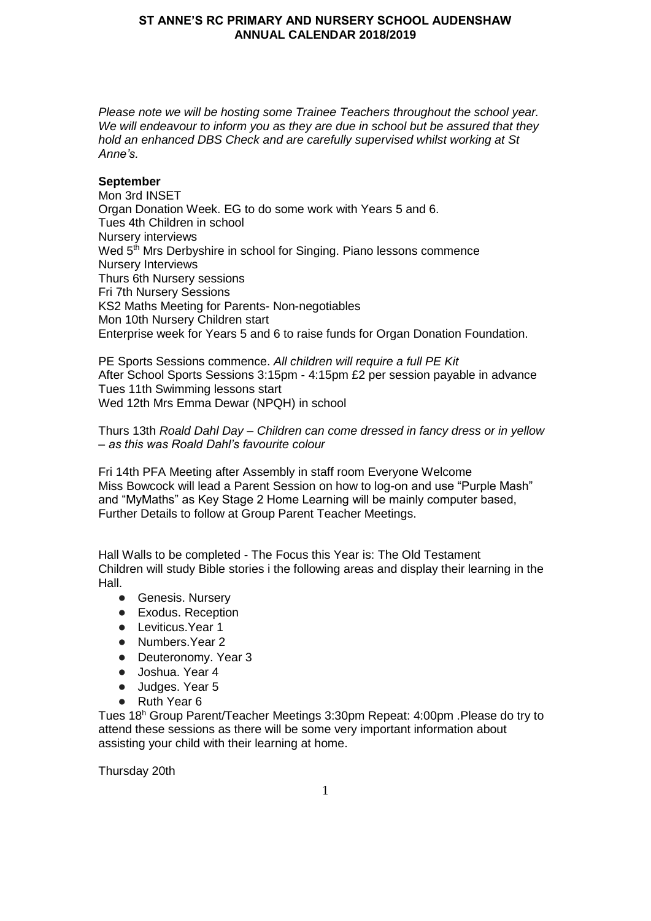# ST ANNE'S RC PRIMARY AND NURSERY SCHOOL AUDENSHAW
## ANNUAL CALENDAR 2018/2019

*Please note we will be hosting some Trainee Teachers throughout the school year. We will endeavour to inform you as they are due in school but be assured that they hold an enhanced DBS Check and are carefully supervised whilst working at St Anne's.*

**September**

Mon 3rd INSET
Organ Donation Week. EG to do some work with Years 5 and 6.
Tues 4th Children in school
Nursery interviews
Wed 5th Mrs Derbyshire in school for Singing. Piano lessons commence
Nursery Interviews
Thurs 6th Nursery sessions
Fri 7th Nursery Sessions
KS2 Maths Meeting for Parents- Non-negotiables
Mon 10th Nursery Children start
Enterprise week for Years 5 and 6 to raise funds for Organ Donation Foundation.

PE Sports Sessions commence. *All children will require a full PE Kit*
After School Sports Sessions 3:15pm - 4:15pm £2 per session payable in advance
Tues 11th Swimming lessons start
Wed 12th Mrs Emma Dewar (NPQH) in school

Thurs 13th *Roald Dahl Day – Children can come dressed in fancy dress or in yellow – as this was Roald Dahl's favourite colour*

Fri 14th PFA Meeting after Assembly in staff room Everyone Welcome
Miss Bowcock will lead a Parent Session on how to log-on and use "Purple Mash" and "MyMaths" as Key Stage 2 Home Learning will be mainly computer based, Further Details to follow at Group Parent Teacher Meetings.

Hall Walls to be completed - The Focus this Year is: The Old Testament
Children will study Bible stories i the following areas and display their learning in the Hall.

- Genesis. Nursery
- Exodus. Reception
- Leviticus.Year 1
- Numbers.Year 2
- Deuteronomy. Year 3
- Joshua. Year 4
- Judges. Year 5
- Ruth Year 6

Tues 18h Group Parent/Teacher Meetings 3:30pm Repeat: 4:00pm .Please do try to attend these sessions as there will be some very important information about assisting your child with their learning at home.

Thursday 20th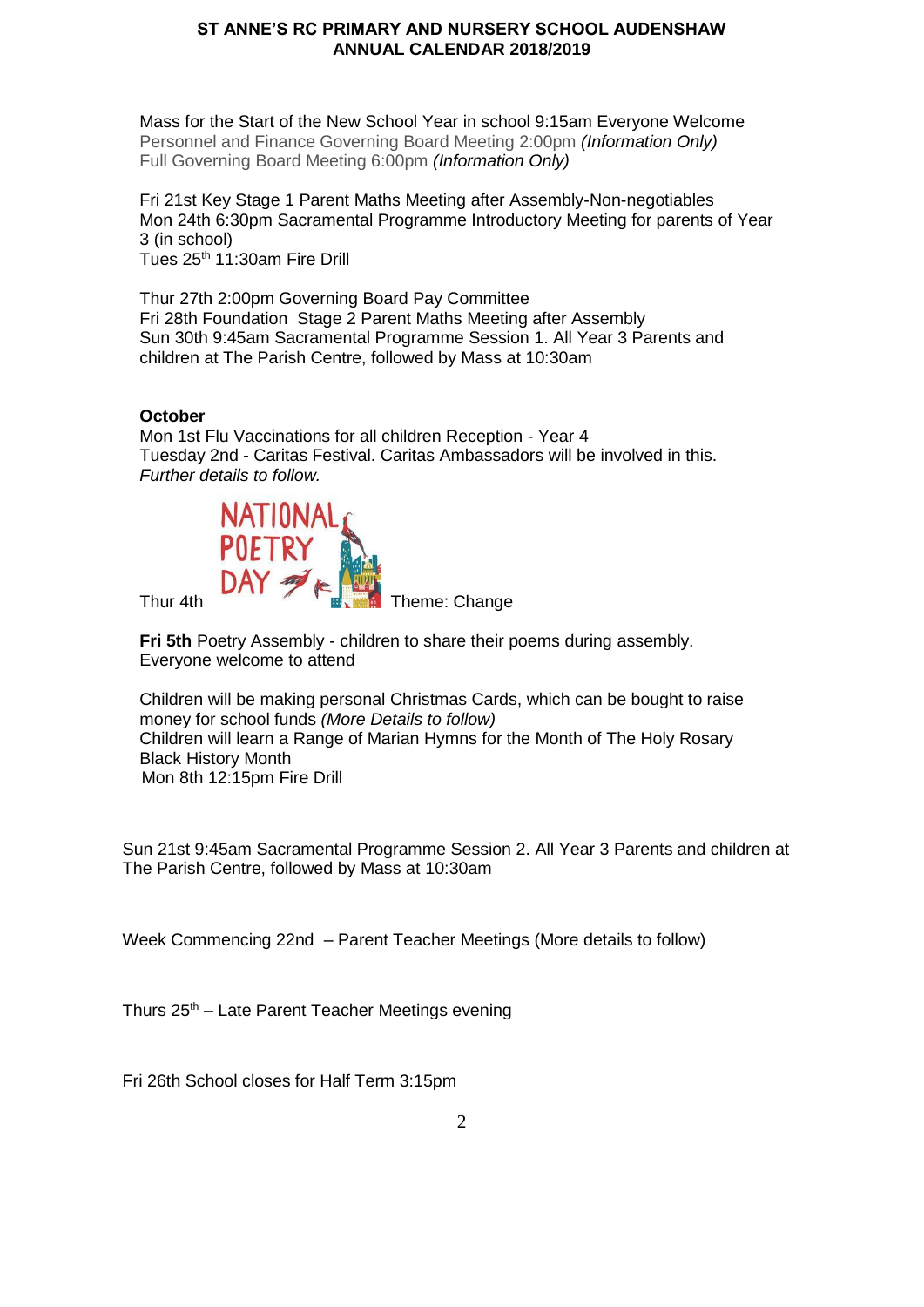Mass for the Start of the New School Year in school 9:15am Everyone Welcome
Personnel and Finance Governing Board Meeting 2:00pm *(Information Only)*
Full Governing Board Meeting 6:00pm *(Information Only)*

Fri 21st Key Stage 1 Parent Maths Meeting after Assembly-Non-negotiables
Mon 24th 6:30pm Sacramental Programme Introductory Meeting for parents of Year 3 (in school)
Tues 25th 11:30am Fire Drill

Thur 27th 2:00pm Governing Board Pay Committee
Fri 28th Foundation Stage 2 Parent Maths Meeting after Assembly
Sun 30th 9:45am Sacramental Programme Session 1. All Year 3 Parents and children at The Parish Centre, followed by Mass at 10:30am

**October**
Mon 1st Flu Vaccinations for all children Reception - Year 4
Tuesday 2nd - Caritas Festival. Caritas Ambassadors will be involved in this. *Further details to follow.*

Thur 4th NATIONAL POETRY DAY Theme: Change

**Fri 5th** Poetry Assembly - children to share their poems during assembly. Everyone welcome to attend

Children will be making personal Christmas Cards, which can be bought to raise money for school funds *(More Details to follow)*
Children will learn a Range of Marian Hymns for the Month of The Holy Rosary
Black History Month
Mon 8th 12:15pm Fire Drill

Sun 21st 9:45am Sacramental Programme Session 2. All Year 3 Parents and children at The Parish Centre, followed by Mass at 10:30am

Week Commencing 22nd – Parent Teacher Meetings (More details to follow)

Thurs 25th – Late Parent Teacher Meetings evening

Fri 26th School closes for Half Term 3:15pm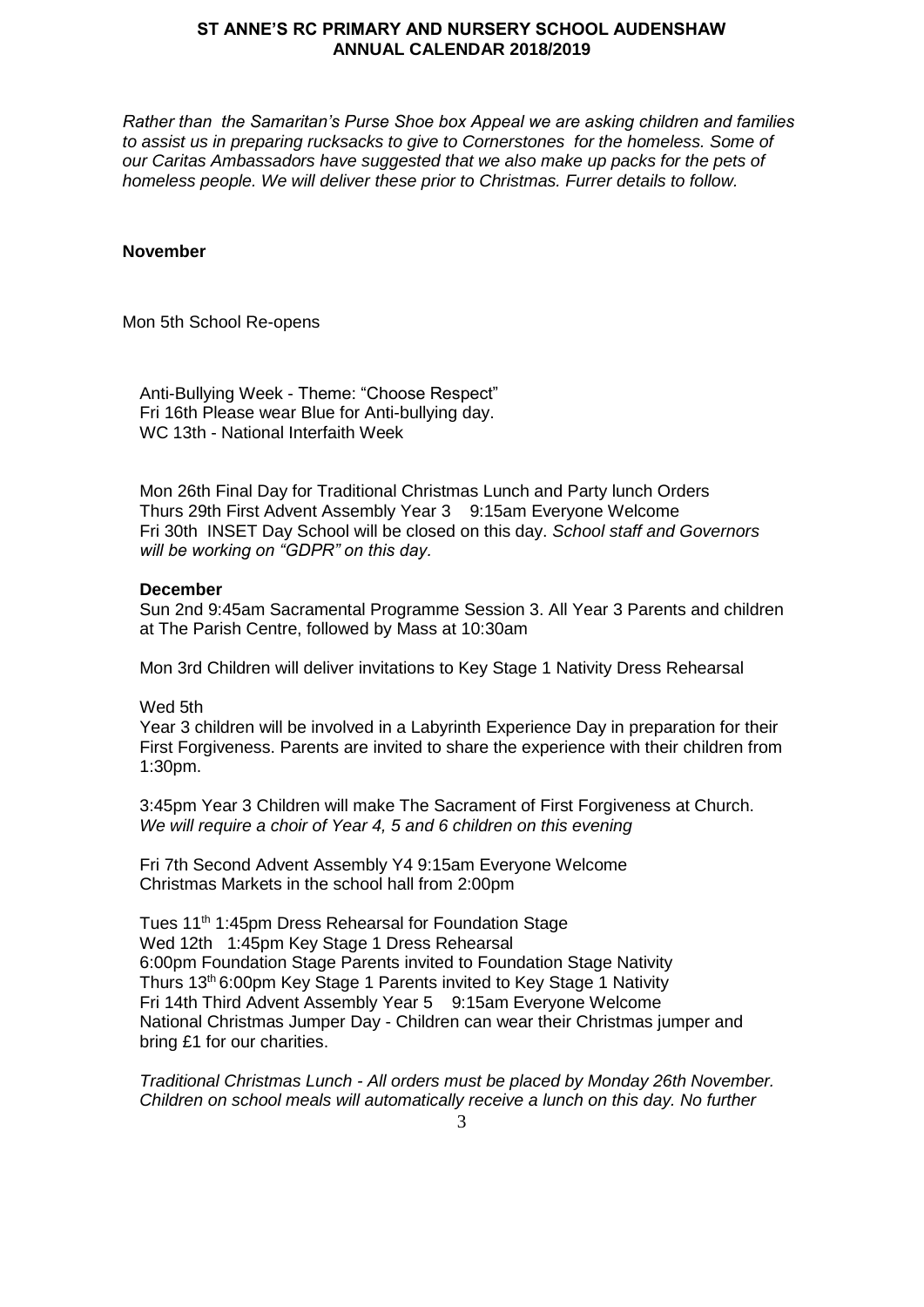# ST ANNE'S RC PRIMARY AND NURSERY SCHOOL AUDENSHAW ANNUAL CALENDAR 2018/2019

*Rather than the Samaritan's Purse Shoe box Appeal we are asking children and families to assist us in preparing rucksacks to give to Cornerstones for the homeless. Some of our Caritas Ambassadors have suggested that we also make up packs for the pets of homeless people. We will deliver these prior to Christmas. Furrer details to follow.*

**November**

Mon 5th School Re-opens

Anti-Bullying Week - Theme: "Choose Respect"
Fri 16th Please wear Blue for Anti-bullying day.
WC 13th - National Interfaith Week

Mon 26th Final Day for Traditional Christmas Lunch and Party lunch Orders
Thurs 29th First Advent Assembly Year 3 9:15am Everyone Welcome
Fri 30th INSET Day School will be closed on this day. *School staff and Governors will be working on "GDPR" on this day.*

**December**

Sun 2nd 9:45am Sacramental Programme Session 3. All Year 3 Parents and children at The Parish Centre, followed by Mass at 10:30am

Mon 3rd Children will deliver invitations to Key Stage 1 Nativity Dress Rehearsal

Wed 5th
Year 3 children will be involved in a Labyrinth Experience Day in preparation for their First Forgiveness. Parents are invited to share the experience with their children from 1:30pm.

3:45pm Year 3 Children will make The Sacrament of First Forgiveness at Church. *We will require a choir of Year 4, 5 and 6 children on this evening*

Fri 7th Second Advent Assembly Y4 9:15am Everyone Welcome
Christmas Markets in the school hall from 2:00pm

Tues 11th 1:45pm Dress Rehearsal for Foundation Stage
Wed 12th 1:45pm Key Stage 1 Dress Rehearsal
6:00pm Foundation Stage Parents invited to Foundation Stage Nativity
Thurs 13th 6:00pm Key Stage 1 Parents invited to Key Stage 1 Nativity
Fri 14th Third Advent Assembly Year 5 9:15am Everyone Welcome
National Christmas Jumper Day - Children can wear their Christmas jumper and bring £1 for our charities.

*Traditional Christmas Lunch - All orders must be placed by Monday 26th November. Children on school meals will automatically receive a lunch on this day. No further*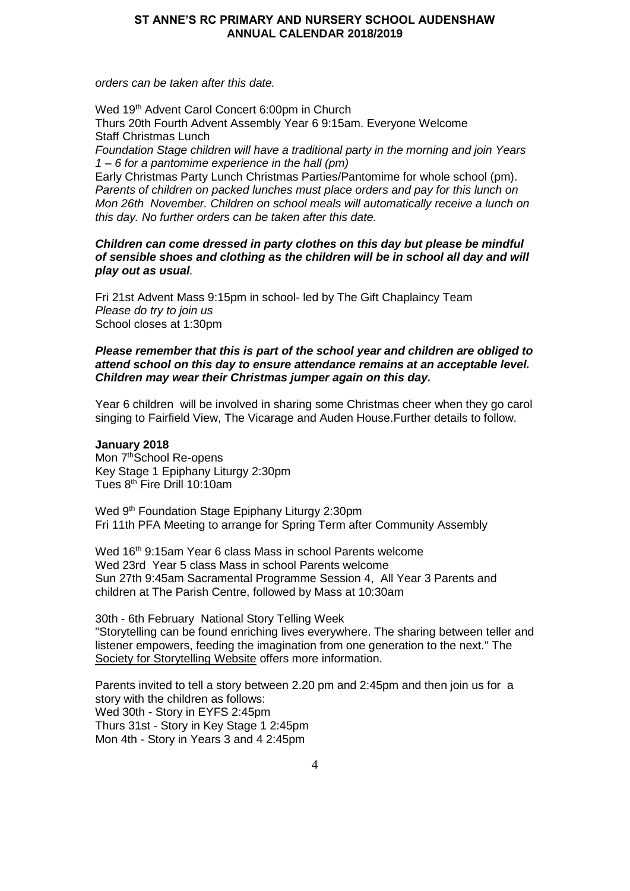*orders can be taken after this date.*

Wed 19th Advent Carol Concert 6:00pm in Church
Thurs 20th Fourth Advent Assembly Year 6 9:15am. Everyone Welcome
Staff Christmas Lunch
*Foundation Stage children will have a traditional party in the morning and join Years 1 – 6 for a pantomime experience in the hall (pm)*
Early Christmas Party Lunch Christmas Parties/Pantomime for whole school (pm).
*Parents of children on packed lunches must place orders and pay for this lunch on Mon 26th November. Children on school meals will automatically receive a lunch on this day. No further orders can be taken after this date.*

***Children can come dressed in party clothes on this day but please be mindful of sensible shoes and clothing as the children will be in school all day and will play out as usual*.**

Fri 21st Advent Mass 9:15pm in school- led by The Gift Chaplaincy Team
*Please do try to join us*
School closes at 1:30pm

***Please remember that this is part of the school year and children are obliged to attend school on this day to ensure attendance remains at an acceptable level. Children may wear their Christmas jumper again on this day.***

Year 6 children will be involved in sharing some Christmas cheer when they go carol singing to Fairfield View, The Vicarage and Auden House.Further details to follow.

**January 2018**
Mon 7thSchool Re-opens
Key Stage 1 Epiphany Liturgy 2:30pm
Tues 8th Fire Drill 10:10am

Wed 9th Foundation Stage Epiphany Liturgy 2:30pm
Fri 11th PFA Meeting to arrange for Spring Term after Community Assembly

Wed 16th 9:15am Year 6 class Mass in school Parents welcome
Wed 23rd Year 5 class Mass in school Parents welcome
Sun 27th 9:45am Sacramental Programme Session 4, All Year 3 Parents and children at The Parish Centre, followed by Mass at 10:30am

30th - 6th February National Story Telling Week
"Storytelling can be found enriching lives everywhere. The sharing between teller and listener empowers, feeding the imagination from one generation to the next." The Society for Storytelling Website offers more information.

Parents invited to tell a story between 2.20 pm and 2:45pm and then join us for a story with the children as follows:
Wed 30th - Story in EYFS 2:45pm
Thurs 31st - Story in Key Stage 1 2:45pm
Mon 4th - Story in Years 3 and 4 2:45pm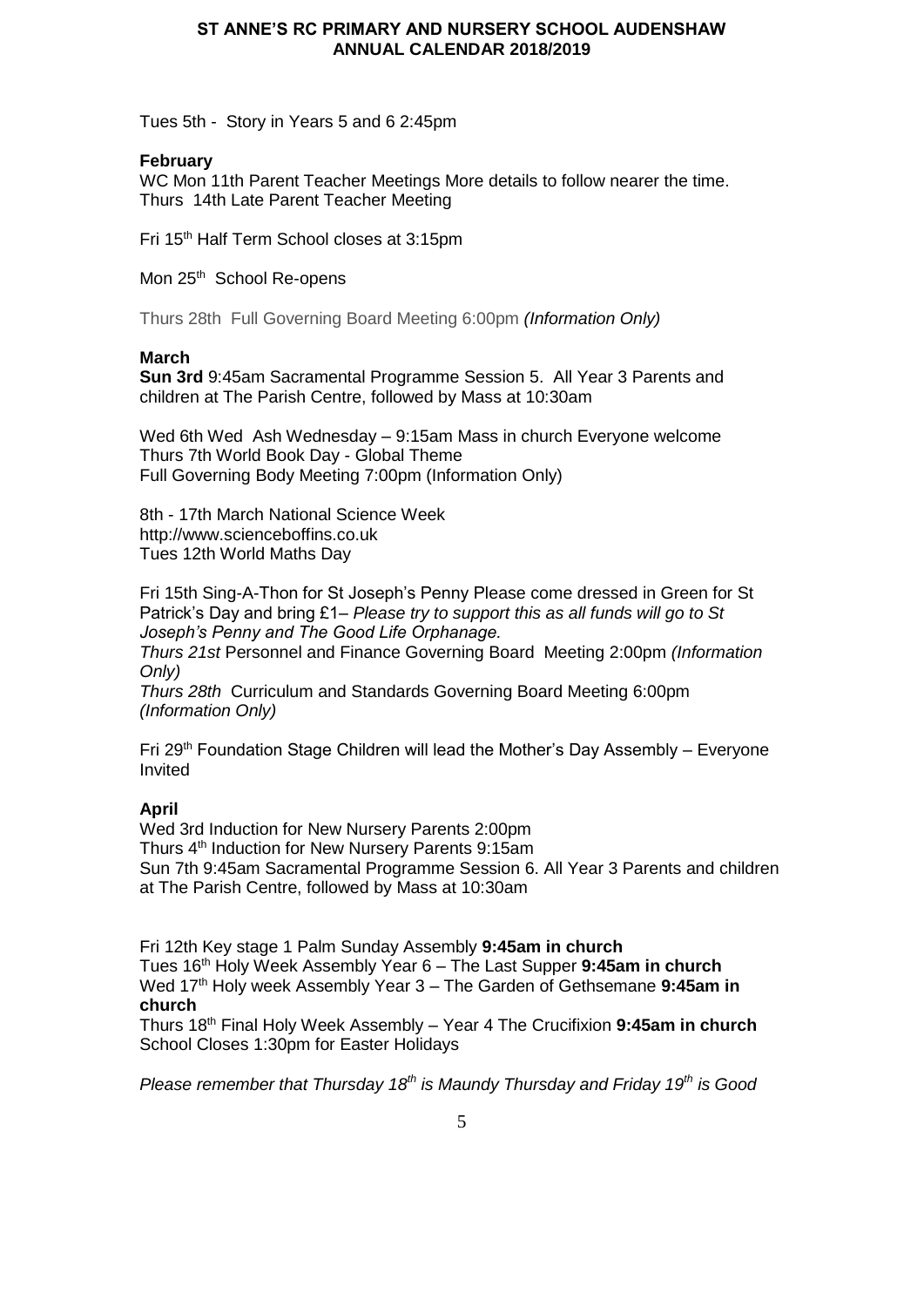Tues 5th - Story in Years 5 and 6 2:45pm

**February**

WC Mon 11th Parent Teacher Meetings More details to follow nearer the time.
Thurs 14th Late Parent Teacher Meeting

Fri 15th Half Term School closes at 3:15pm

Mon 25th School Re-opens

Thurs 28th Full Governing Board Meeting 6:00pm *(Information Only)*

**March**

**Sun 3rd** 9:45am Sacramental Programme Session 5. All Year 3 Parents and children at The Parish Centre, followed by Mass at 10:30am

Wed 6th Wed Ash Wednesday – 9:15am Mass in church Everyone welcome
Thurs 7th World Book Day - Global Theme
Full Governing Body Meeting 7:00pm (Information Only)

8th - 17th March National Science Week
http://www.scienceboffins.co.uk
Tues 12th World Maths Day

Fri 15th Sing-A-Thon for St Joseph's Penny Please come dressed in Green for St Patrick's Day and bring £1– *Please try to support this as all funds will go to St Joseph's Penny and The Good Life Orphanage.*
*Thurs 21st* Personnel and Finance Governing Board Meeting 2:00pm *(Information Only)*
*Thurs 28th* Curriculum and Standards Governing Board Meeting 6:00pm *(Information Only)*

Fri 29th Foundation Stage Children will lead the Mother's Day Assembly – Everyone Invited

**April**

Wed 3rd Induction for New Nursery Parents 2:00pm
Thurs 4th Induction for New Nursery Parents 9:15am
Sun 7th 9:45am Sacramental Programme Session 6. All Year 3 Parents and children at The Parish Centre, followed by Mass at 10:30am

Fri 12th Key stage 1 Palm Sunday Assembly **9:45am in church**
Tues 16th Holy Week Assembly Year 6 – The Last Supper **9:45am in church**
Wed 17th Holy week Assembly Year 3 – The Garden of Gethsemane **9:45am in church**
Thurs 18th Final Holy Week Assembly – Year 4 The Crucifixion **9:45am in church**
School Closes 1:30pm for Easter Holidays

*Please remember that Thursday 18th is Maundy Thursday and Friday 19th is Good*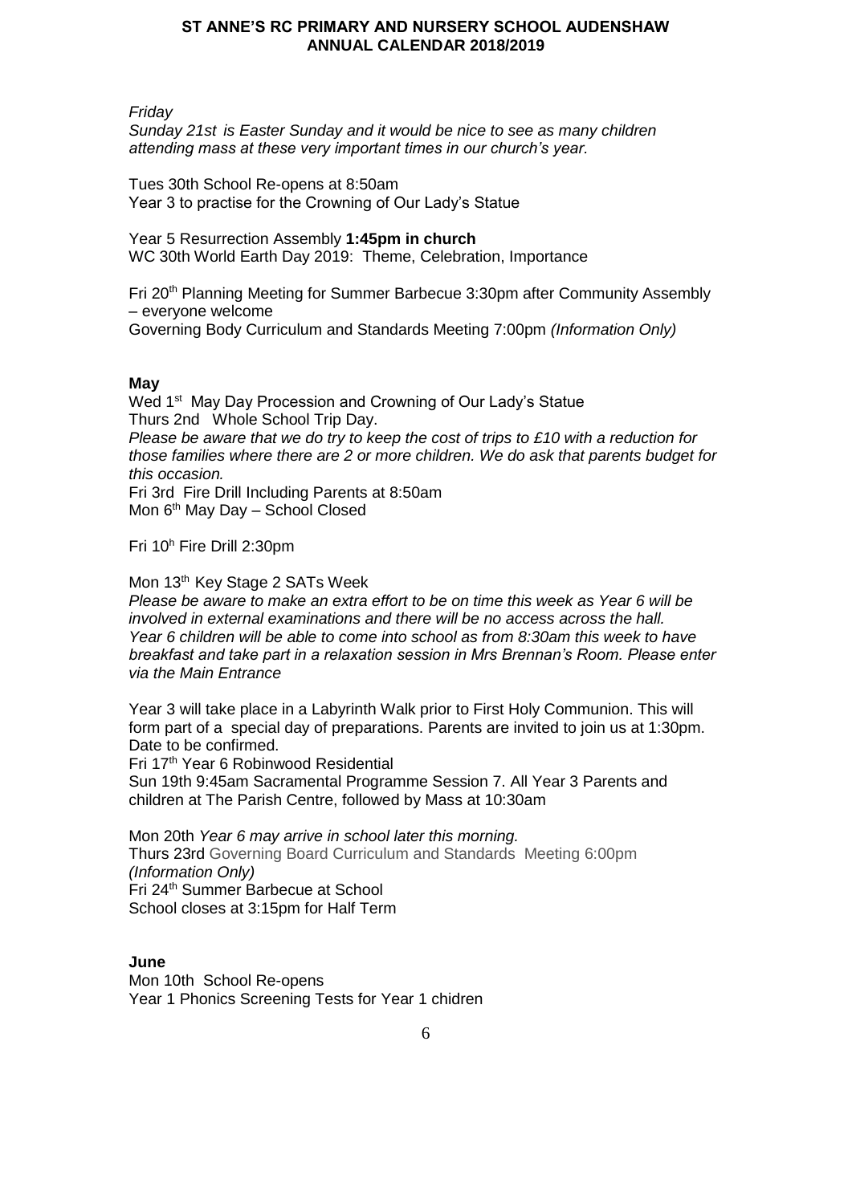*Friday*
*Sunday 21st is Easter Sunday and it would be nice to see as many children attending mass at these very important times in our church's year.*

Tues 30th School Re-opens at 8:50am
Year 3 to practise for the Crowning of Our Lady's Statue

Year 5 Resurrection Assembly **1:45pm in church**
WC 30th World Earth Day 2019: Theme, Celebration, Importance

Fri 20th Planning Meeting for Summer Barbecue 3:30pm after Community Assembly – everyone welcome
Governing Body Curriculum and Standards Meeting 7:00pm *(Information Only)*

**May**

Wed 1st May Day Procession and Crowning of Our Lady's Statue
Thurs 2nd Whole School Trip Day.
*Please be aware that we do try to keep the cost of trips to £10 with a reduction for those families where there are 2 or more children. We do ask that parents budget for this occasion.*
Fri 3rd Fire Drill Including Parents at 8:50am
Mon 6th May Day – School Closed

Fri 10h Fire Drill 2:30pm

Mon 13th Key Stage 2 SATs Week
*Please be aware to make an extra effort to be on time this week as Year 6 will be involved in external examinations and there will be no access across the hall. Year 6 children will be able to come into school as from 8:30am this week to have breakfast and take part in a relaxation session in Mrs Brennan's Room. Please enter via the Main Entrance*

Year 3 will take place in a Labyrinth Walk prior to First Holy Communion. This will form part of a special day of preparations. Parents are invited to join us at 1:30pm. Date to be confirmed.
Fri 17th Year 6 Robinwood Residential
Sun 19th 9:45am Sacramental Programme Session 7. All Year 3 Parents and children at The Parish Centre, followed by Mass at 10:30am

Mon 20th *Year 6 may arrive in school later this morning.*
Thurs 23rd Governing Board Curriculum and Standards Meeting 6:00pm *(Information Only)*
Fri 24th Summer Barbecue at School
School closes at 3:15pm for Half Term

**June**

Mon 10th School Re-opens
Year 1 Phonics Screening Tests for Year 1 chidren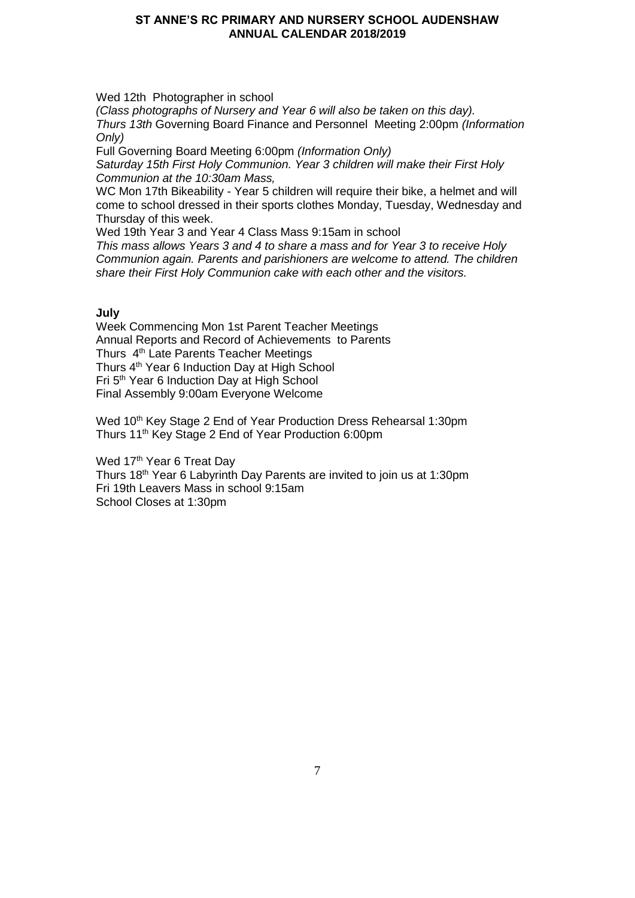Wed 12th Photographer in school
*(Class photographs of Nursery and Year 6 will also be taken on this day).*
*Thurs 13th* Governing Board Finance and Personnel Meeting 2:00pm *(Information Only)*
Full Governing Board Meeting 6:00pm *(Information Only)*
*Saturday 15th First Holy Communion. Year 3 children will make their First Holy Communion at the 10:30am Mass,*
WC Mon 17th Bikeability - Year 5 children will require their bike, a helmet and will come to school dressed in their sports clothes Monday, Tuesday, Wednesday and Thursday of this week.
Wed 19th Year 3 and Year 4 Class Mass 9:15am in school
*This mass allows Years 3 and 4 to share a mass and for Year 3 to receive Holy Communion again. Parents and parishioners are welcome to attend. The children share their First Holy Communion cake with each other and the visitors.*

**July**

Week Commencing Mon 1st Parent Teacher Meetings
Annual Reports and Record of Achievements to Parents
Thurs 4th Late Parents Teacher Meetings
Thurs 4th Year 6 Induction Day at High School
Fri 5th Year 6 Induction Day at High School
Final Assembly 9:00am Everyone Welcome

Wed 10th Key Stage 2 End of Year Production Dress Rehearsal 1:30pm
Thurs 11th Key Stage 2 End of Year Production 6:00pm

Wed 17th Year 6 Treat Day
Thurs 18th Year 6 Labyrinth Day Parents are invited to join us at 1:30pm
Fri 19th Leavers Mass in school 9:15am
School Closes at 1:30pm